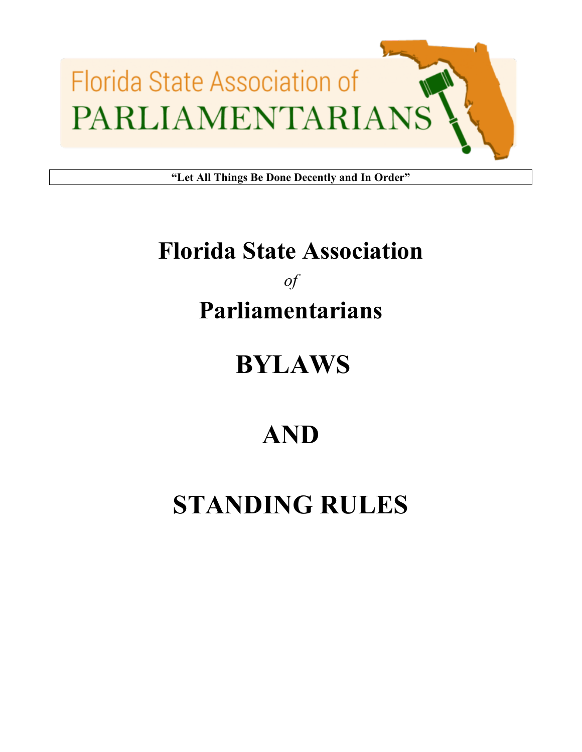Florida State Association of PARLIAMENTARIANS

**"Let All Things Be Done Decently and In Order"**

# Florida State Association

*of*

# Parliamentarians

# BYLAWS

# AND

# STANDING RULES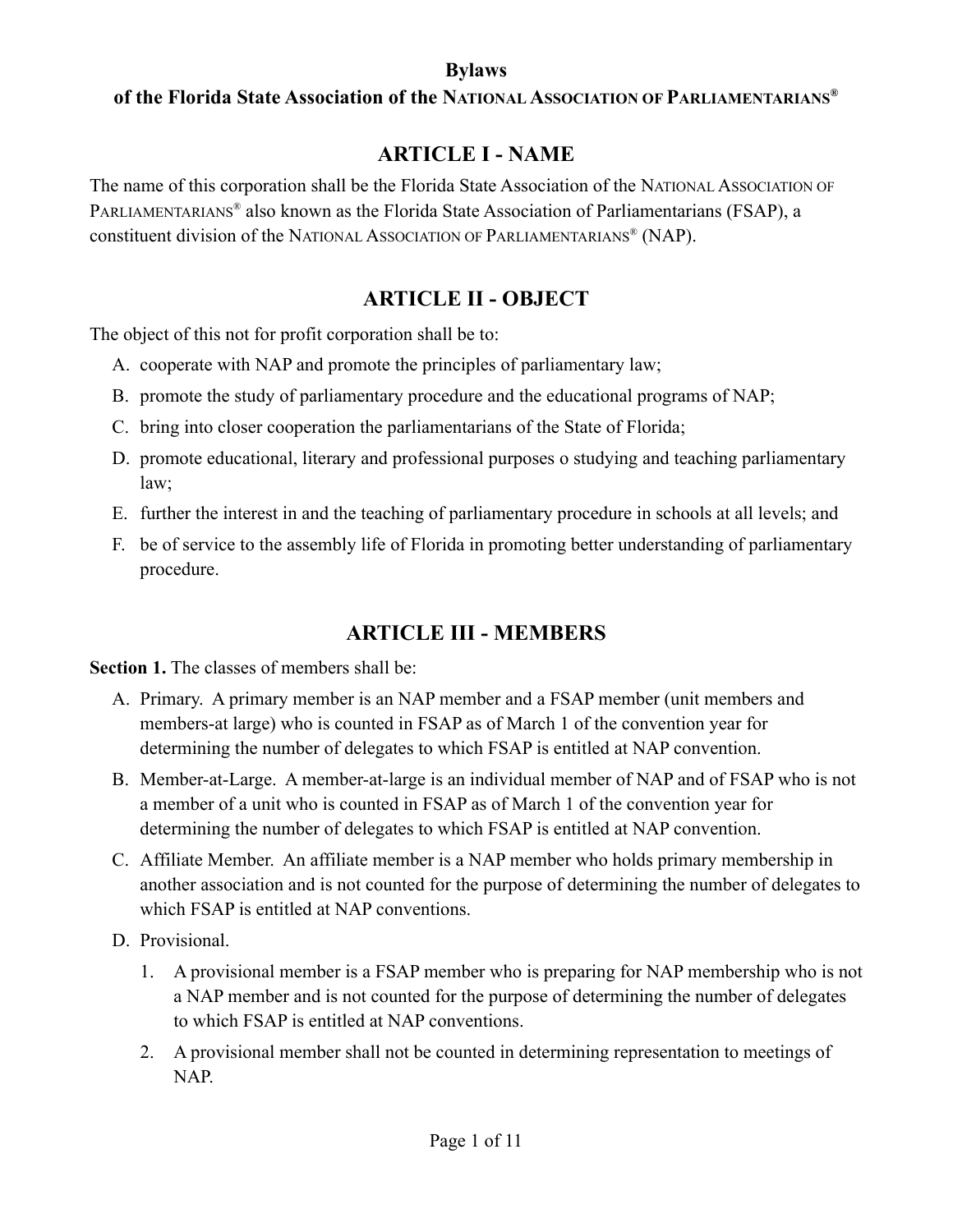**Bylaws**
**of the Florida State Association of the NATIONAL ASSOCIATION OF PARLIAMENTARIANS®**

# ARTICLE I - NAME

The name of this corporation shall be the Florida State Association of the NATIONAL ASSOCIATION OF PARLIAMENTARIANS® also known as the Florida State Association of Parliamentarians (FSAP), a constituent division of the NATIONAL ASSOCIATION OF PARLIAMENTARIANS® (NAP).

# ARTICLE II - OBJECT

The object of this not for profit corporation shall be to:

A. cooperate with NAP and promote the principles of parliamentary law;
B. promote the study of parliamentary procedure and the educational programs of NAP;
C. bring into closer cooperation the parliamentarians of the State of Florida;
D. promote educational, literary and professional purposes o studying and teaching parliamentary law;
E. further the interest in and the teaching of parliamentary procedure in schools at all levels; and
F. be of service to the assembly life of Florida in promoting better understanding of parliamentary procedure.

# ARTICLE III - MEMBERS

**Section 1.** The classes of members shall be:

A. Primary. A primary member is an NAP member and a FSAP member (unit members and members-at large) who is counted in FSAP as of March 1 of the convention year for determining the number of delegates to which FSAP is entitled at NAP convention.
B. Member-at-Large. A member-at-large is an individual member of NAP and of FSAP who is not a member of a unit who is counted in FSAP as of March 1 of the convention year for determining the number of delegates to which FSAP is entitled at NAP convention.
C. Affiliate Member. An affiliate member is a NAP member who holds primary membership in another association and is not counted for the purpose of determining the number of delegates to which FSAP is entitled at NAP conventions.
D. Provisional.
    1. A provisional member is a FSAP member who is preparing for NAP membership who is not a NAP member and is not counted for the purpose of determining the number of delegates to which FSAP is entitled at NAP conventions.
    2. A provisional member shall not be counted in determining representation to meetings of NAP.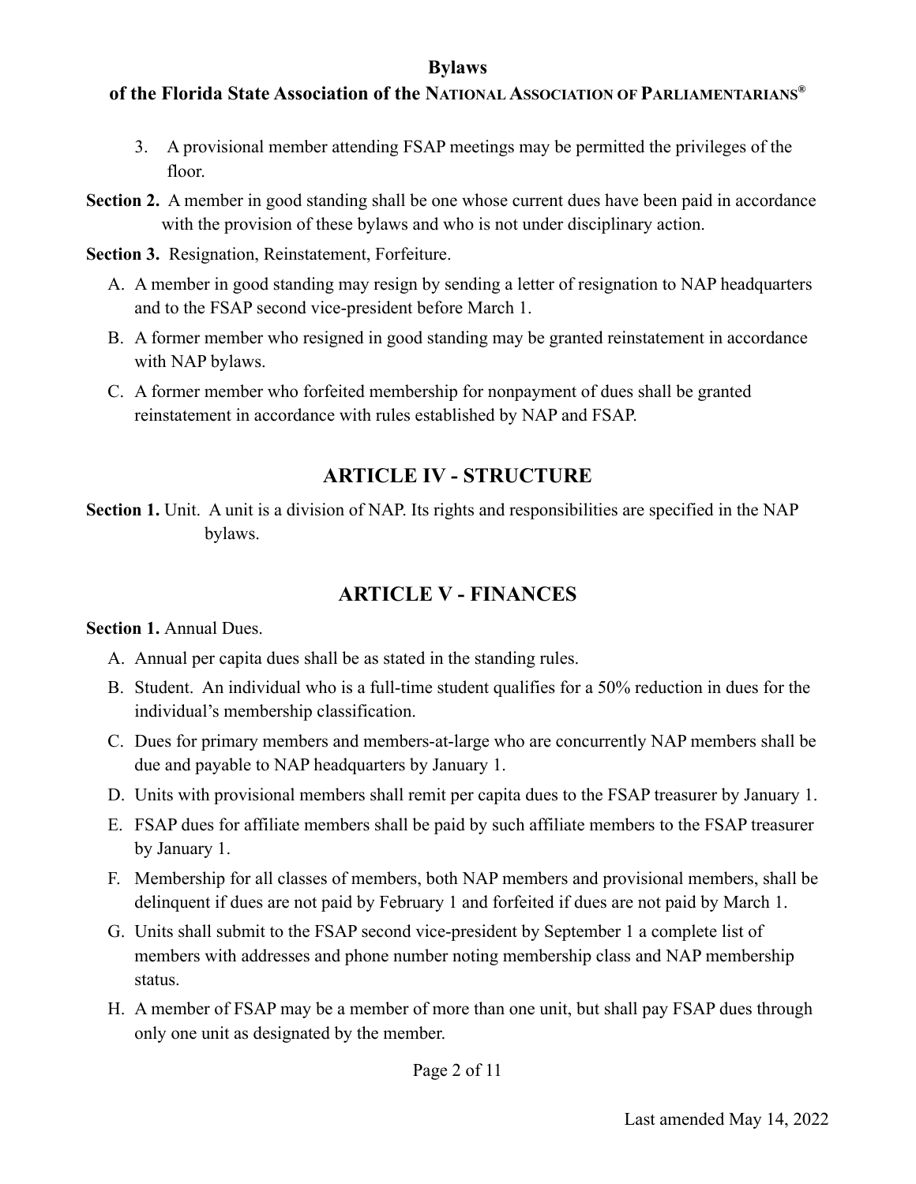3. A provisional member attending FSAP meetings may be permitted the privileges of the floor.

**Section 2.** A member in good standing shall be one whose current dues have been paid in accordance with the provision of these bylaws and who is not under disciplinary action.

**Section 3.** Resignation, Reinstatement, Forfeiture.

A. A member in good standing may resign by sending a letter of resignation to NAP headquarters and to the FSAP second vice-president before March 1.

B. A former member who resigned in good standing may be granted reinstatement in accordance with NAP bylaws.

C. A former member who forfeited membership for nonpayment of dues shall be granted reinstatement in accordance with rules established by NAP and FSAP.

## ARTICLE IV - STRUCTURE

**Section 1.** Unit. A unit is a division of NAP. Its rights and responsibilities are specified in the NAP bylaws.

## ARTICLE V - FINANCES

**Section 1.** Annual Dues.

A. Annual per capita dues shall be as stated in the standing rules.

B. Student. An individual who is a full-time student qualifies for a 50% reduction in dues for the individual's membership classification.

C. Dues for primary members and members-at-large who are concurrently NAP members shall be due and payable to NAP headquarters by January 1.

D. Units with provisional members shall remit per capita dues to the FSAP treasurer by January 1.

E. FSAP dues for affiliate members shall be paid by such affiliate members to the FSAP treasurer by January 1.

F. Membership for all classes of members, both NAP members and provisional members, shall be delinquent if dues are not paid by February 1 and forfeited if dues are not paid by March 1.

G. Units shall submit to the FSAP second vice-president by September 1 a complete list of members with addresses and phone number noting membership class and NAP membership status.

H. A member of FSAP may be a member of more than one unit, but shall pay FSAP dues through only one unit as designated by the member.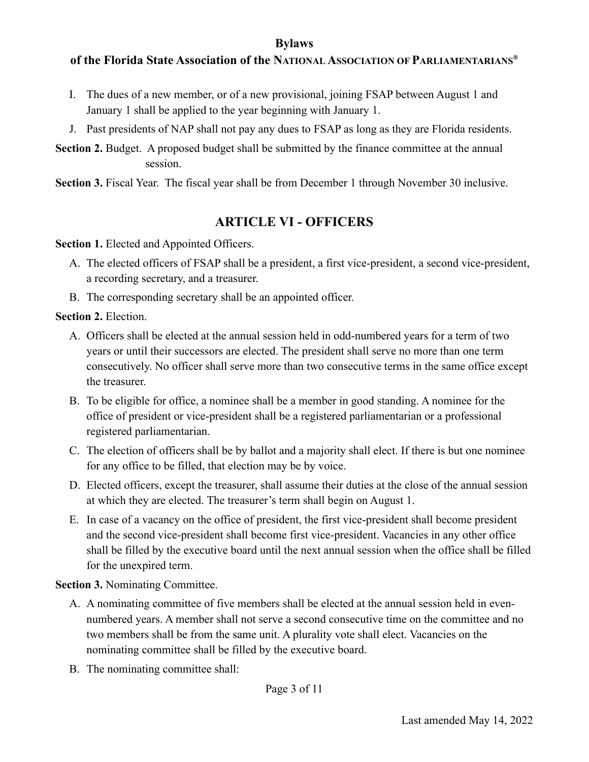I. The dues of a new member, or of a new provisional, joining FSAP between August 1 and January 1 shall be applied to the year beginning with January 1.

J. Past presidents of NAP shall not pay any dues to FSAP as long as they are Florida residents.

**Section 2.** Budget. A proposed budget shall be submitted by the finance committee at the annual session.

**Section 3.** Fiscal Year. The fiscal year shall be from December 1 through November 30 inclusive.

## ARTICLE VI - OFFICERS

**Section 1.** Elected and Appointed Officers.

A. The elected officers of FSAP shall be a president, a first vice-president, a second vice-president, a recording secretary, and a treasurer.

B. The corresponding secretary shall be an appointed officer.

**Section 2.** Election.

A. Officers shall be elected at the annual session held in odd-numbered years for a term of two years or until their successors are elected. The president shall serve no more than one term consecutively. No officer shall serve more than two consecutive terms in the same office except the treasurer.

B. To be eligible for office, a nominee shall be a member in good standing. A nominee for the office of president or vice-president shall be a registered parliamentarian or a professional registered parliamentarian.

C. The election of officers shall be by ballot and a majority shall elect. If there is but one nominee for any office to be filled, that election may be by voice.

D. Elected officers, except the treasurer, shall assume their duties at the close of the annual session at which they are elected. The treasurer's term shall begin on August 1.

E. In case of a vacancy on the office of president, the first vice-president shall become president and the second vice-president shall become first vice-president. Vacancies in any other office shall be filled by the executive board until the next annual session when the office shall be filled for the unexpired term.

**Section 3.** Nominating Committee.

A. A nominating committee of five members shall be elected at the annual session held in even-numbered years. A member shall not serve a second consecutive time on the committee and no two members shall be from the same unit. A plurality vote shall elect. Vacancies on the nominating committee shall be filled by the executive board.

B. The nominating committee shall: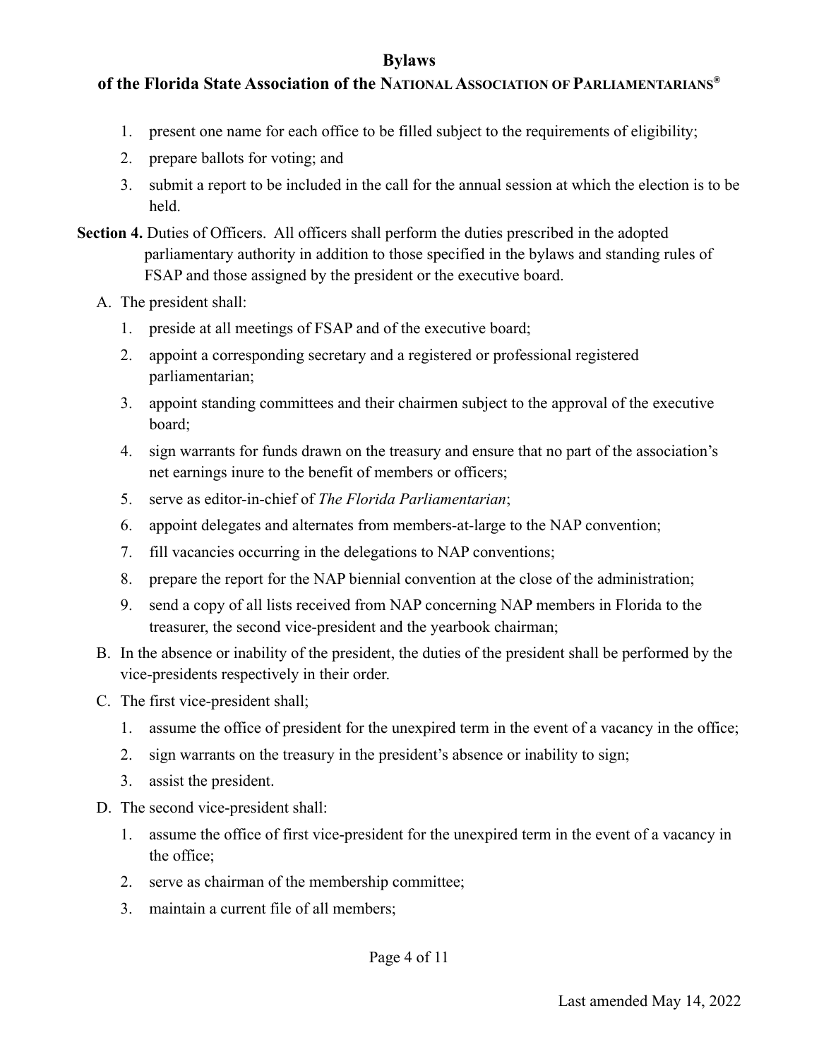1. present one name for each office to be filled subject to the requirements of eligibility;
2. prepare ballots for voting; and
3. submit a report to be included in the call for the annual session at which the election is to be held.

**Section 4.** Duties of Officers. All officers shall perform the duties prescribed in the adopted parliamentary authority in addition to those specified in the bylaws and standing rules of FSAP and those assigned by the president or the executive board.

A. The president shall:
   1. preside at all meetings of FSAP and of the executive board;
   2. appoint a corresponding secretary and a registered or professional registered parliamentarian;
   3. appoint standing committees and their chairmen subject to the approval of the executive board;
   4. sign warrants for funds drawn on the treasury and ensure that no part of the association's net earnings inure to the benefit of members or officers;
   5. serve as editor-in-chief of *The Florida Parliamentarian*;
   6. appoint delegates and alternates from members-at-large to the NAP convention;
   7. fill vacancies occurring in the delegations to NAP conventions;
   8. prepare the report for the NAP biennial convention at the close of the administration;
   9. send a copy of all lists received from NAP concerning NAP members in Florida to the treasurer, the second vice-president and the yearbook chairman;

B. In the absence or inability of the president, the duties of the president shall be performed by the vice-presidents respectively in their order.

C. The first vice-president shall;
   1. assume the office of president for the unexpired term in the event of a vacancy in the office;
   2. sign warrants on the treasury in the president's absence or inability to sign;
   3. assist the president.

D. The second vice-president shall:
   1. assume the office of first vice-president for the unexpired term in the event of a vacancy in the office;
   2. serve as chairman of the membership committee;
   3. maintain a current file of all members;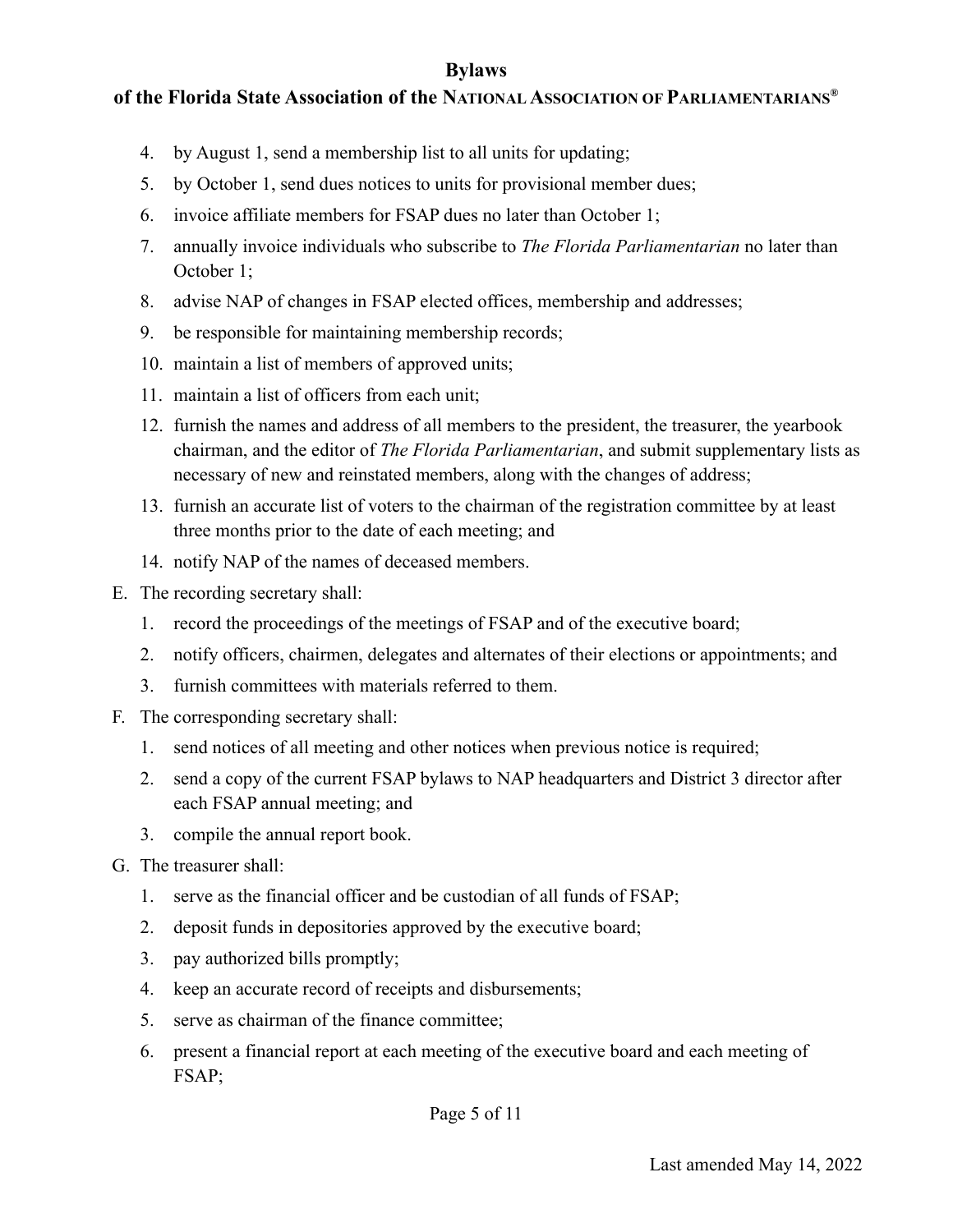4. by August 1, send a membership list to all units for updating;
5. by October 1, send dues notices to units for provisional member dues;
6. invoice affiliate members for FSAP dues no later than October 1;
7. annually invoice individuals who subscribe to *The Florida Parliamentarian* no later than October 1;
8. advise NAP of changes in FSAP elected offices, membership and addresses;
9. be responsible for maintaining membership records;
10. maintain a list of members of approved units;
11. maintain a list of officers from each unit;
12. furnish the names and address of all members to the president, the treasurer, the yearbook chairman, and the editor of *The Florida Parliamentarian*, and submit supplementary lists as necessary of new and reinstated members, along with the changes of address;
13. furnish an accurate list of voters to the chairman of the registration committee by at least three months prior to the date of each meeting; and
14. notify NAP of the names of deceased members.

E. The recording secretary shall:
   1. record the proceedings of the meetings of FSAP and of the executive board;
   2. notify officers, chairmen, delegates and alternates of their elections or appointments; and
   3. furnish committees with materials referred to them.

F. The corresponding secretary shall:
   1. send notices of all meeting and other notices when previous notice is required;
   2. send a copy of the current FSAP bylaws to NAP headquarters and District 3 director after each FSAP annual meeting; and
   3. compile the annual report book.

G. The treasurer shall:
   1. serve as the financial officer and be custodian of all funds of FSAP;
   2. deposit funds in depositories approved by the executive board;
   3. pay authorized bills promptly;
   4. keep an accurate record of receipts and disbursements;
   5. serve as chairman of the finance committee;
   6. present a financial report at each meeting of the executive board and each meeting of FSAP;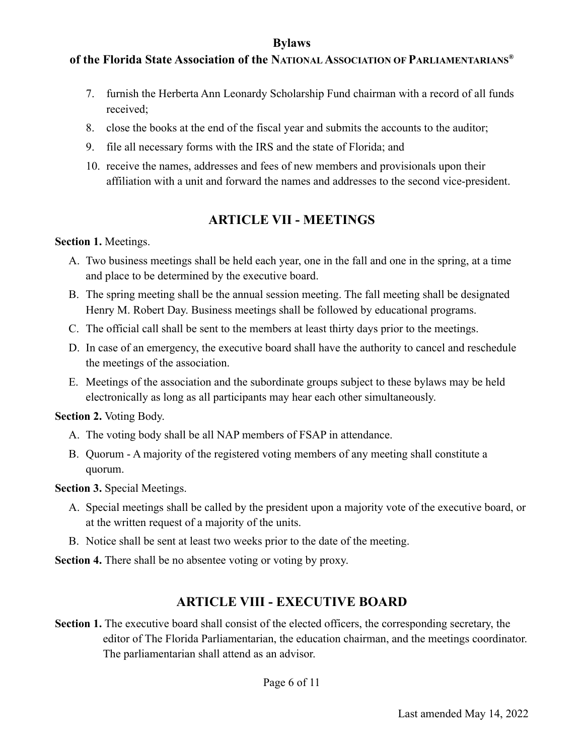7. furnish the Herberta Ann Leonardy Scholarship Fund chairman with a record of all funds received;
8. close the books at the end of the fiscal year and submits the accounts to the auditor;
9. file all necessary forms with the IRS and the state of Florida; and
10. receive the names, addresses and fees of new members and provisionals upon their affiliation with a unit and forward the names and addresses to the second vice-president.

## ARTICLE VII - MEETINGS

**Section 1.** Meetings.

A. Two business meetings shall be held each year, one in the fall and one in the spring, at a time and place to be determined by the executive board.

B. The spring meeting shall be the annual session meeting. The fall meeting shall be designated Henry M. Robert Day. Business meetings shall be followed by educational programs.

C. The official call shall be sent to the members at least thirty days prior to the meetings.

D. In case of an emergency, the executive board shall have the authority to cancel and reschedule the meetings of the association.

E. Meetings of the association and the subordinate groups subject to these bylaws may be held electronically as long as all participants may hear each other simultaneously.

**Section 2.** Voting Body.

A. The voting body shall be all NAP members of FSAP in attendance.

B. Quorum - A majority of the registered voting members of any meeting shall constitute a quorum.

**Section 3.** Special Meetings.

A. Special meetings shall be called by the president upon a majority vote of the executive board, or at the written request of a majority of the units.

B. Notice shall be sent at least two weeks prior to the date of the meeting.

**Section 4.** There shall be no absentee voting or voting by proxy.

## ARTICLE VIII - EXECUTIVE BOARD

**Section 1.** The executive board shall consist of the elected officers, the corresponding secretary, the editor of The Florida Parliamentarian, the education chairman, and the meetings coordinator. The parliamentarian shall attend as an advisor.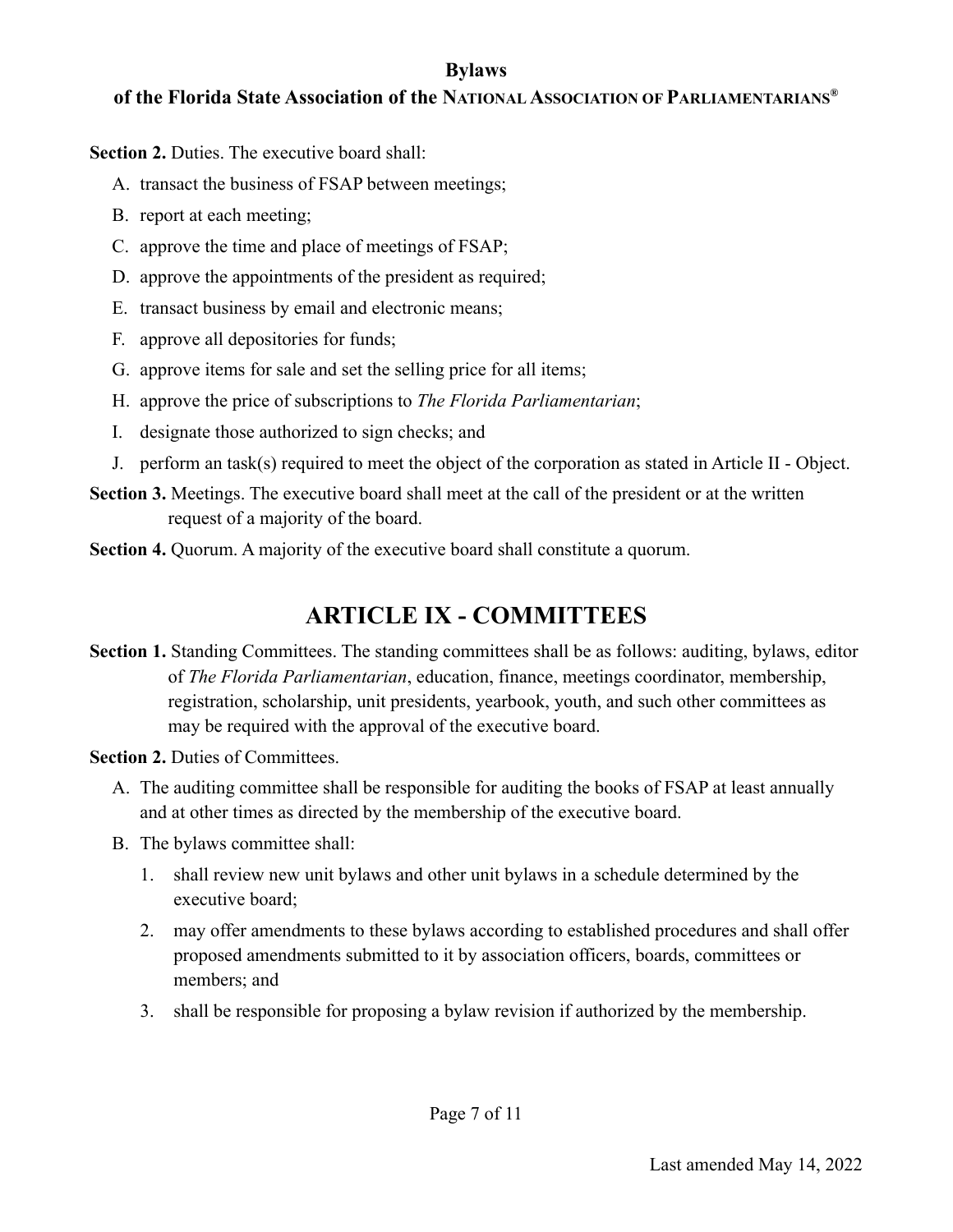**Section 2.** Duties. The executive board shall:

A. transact the business of FSAP between meetings;
B. report at each meeting;
C. approve the time and place of meetings of FSAP;
D. approve the appointments of the president as required;
E. transact business by email and electronic means;
F. approve all depositories for funds;
G. approve items for sale and set the selling price for all items;
H. approve the price of subscriptions to *The Florida Parliamentarian*;
I. designate those authorized to sign checks; and
J. perform an task(s) required to meet the object of the corporation as stated in Article II - Object.

**Section 3.** Meetings. The executive board shall meet at the call of the president or at the written request of a majority of the board.

**Section 4.** Quorum. A majority of the executive board shall constitute a quorum.

# ARTICLE IX - COMMITTEES

**Section 1.** Standing Committees. The standing committees shall be as follows: auditing, bylaws, editor of *The Florida Parliamentarian*, education, finance, meetings coordinator, membership, registration, scholarship, unit presidents, yearbook, youth, and such other committees as may be required with the approval of the executive board.

**Section 2.** Duties of Committees.

A. The auditing committee shall be responsible for auditing the books of FSAP at least annually and at other times as directed by the membership of the executive board.
B. The bylaws committee shall:
   1. shall review new unit bylaws and other unit bylaws in a schedule determined by the executive board;
   2. may offer amendments to these bylaws according to established procedures and shall offer proposed amendments submitted to it by association officers, boards, committees or members; and
   3. shall be responsible for proposing a bylaw revision if authorized by the membership.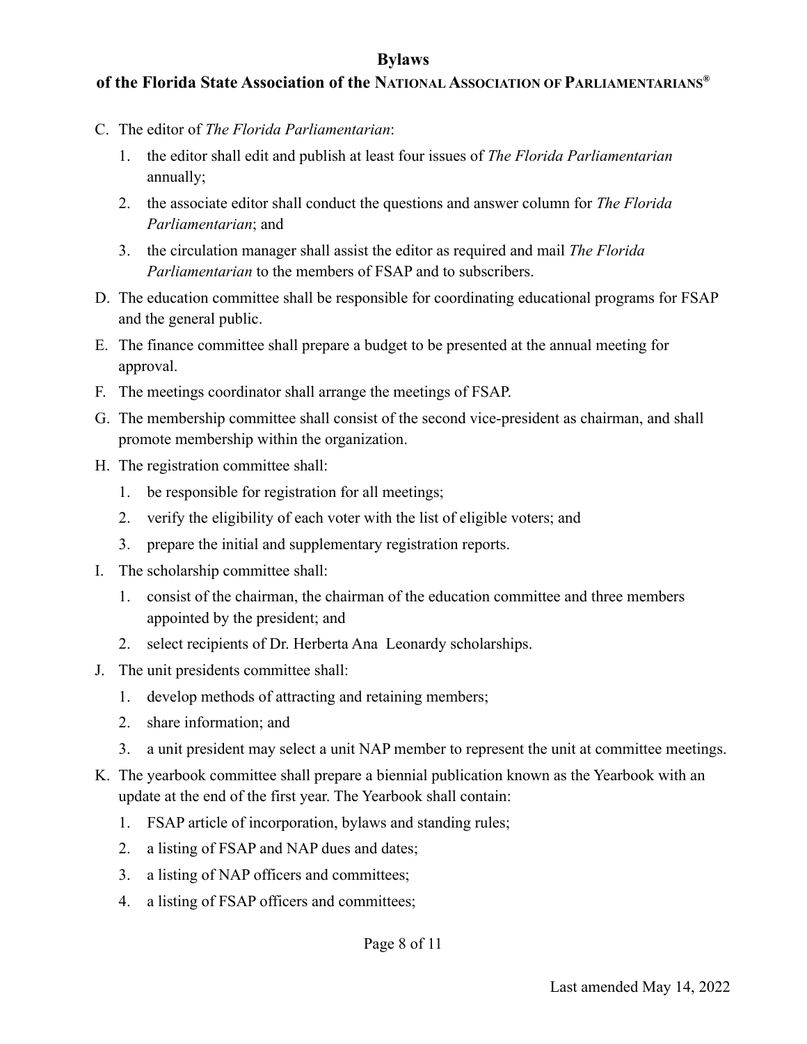C. The editor of *The Florida Parliamentarian*:

   1. the editor shall edit and publish at least four issues of *The Florida Parliamentarian* annually;

   2. the associate editor shall conduct the questions and answer column for *The Florida Parliamentarian*; and

   3. the circulation manager shall assist the editor as required and mail *The Florida Parliamentarian* to the members of FSAP and to subscribers.

D. The education committee shall be responsible for coordinating educational programs for FSAP and the general public.

E. The finance committee shall prepare a budget to be presented at the annual meeting for approval.

F. The meetings coordinator shall arrange the meetings of FSAP.

G. The membership committee shall consist of the second vice-president as chairman, and shall promote membership within the organization.

H. The registration committee shall:

   1. be responsible for registration for all meetings;

   2. verify the eligibility of each voter with the list of eligible voters; and

   3. prepare the initial and supplementary registration reports.

I. The scholarship committee shall:

   1. consist of the chairman, the chairman of the education committee and three members appointed by the president; and

   2. select recipients of Dr. Herberta Ana Leonardy scholarships.

J. The unit presidents committee shall:

   1. develop methods of attracting and retaining members;

   2. share information; and

   3. a unit president may select a unit NAP member to represent the unit at committee meetings.

K. The yearbook committee shall prepare a biennial publication known as the Yearbook with an update at the end of the first year. The Yearbook shall contain:

   1. FSAP article of incorporation, bylaws and standing rules;

   2. a listing of FSAP and NAP dues and dates;

   3. a listing of NAP officers and committees;

   4. a listing of FSAP officers and committees;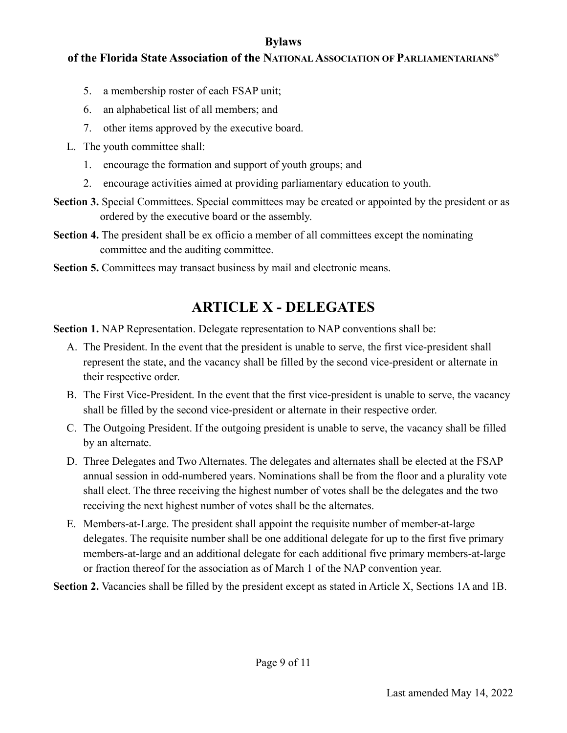5. a membership roster of each FSAP unit;
6. an alphabetical list of all members; and
7. other items approved by the executive board.

L. The youth committee shall:

1. encourage the formation and support of youth groups; and
2. encourage activities aimed at providing parliamentary education to youth.

**Section 3.** Special Committees. Special committees may be created or appointed by the president or as ordered by the executive board or the assembly.

**Section 4.** The president shall be ex officio a member of all committees except the nominating committee and the auditing committee.

**Section 5.** Committees may transact business by mail and electronic means.

# ARTICLE X - DELEGATES

**Section 1.** NAP Representation. Delegate representation to NAP conventions shall be:

A. The President. In the event that the president is unable to serve, the first vice-president shall represent the state, and the vacancy shall be filled by the second vice-president or alternate in their respective order.

B. The First Vice-President. In the event that the first vice-president is unable to serve, the vacancy shall be filled by the second vice-president or alternate in their respective order.

C. The Outgoing President. If the outgoing president is unable to serve, the vacancy shall be filled by an alternate.

D. Three Delegates and Two Alternates. The delegates and alternates shall be elected at the FSAP annual session in odd-numbered years. Nominations shall be from the floor and a plurality vote shall elect. The three receiving the highest number of votes shall be the delegates and the two receiving the next highest number of votes shall be the alternates.

E. Members-at-Large. The president shall appoint the requisite number of member-at-large delegates. The requisite number shall be one additional delegate for up to the first five primary members-at-large and an additional delegate for each additional five primary members-at-large or fraction thereof for the association as of March 1 of the NAP convention year.

**Section 2.** Vacancies shall be filled by the president except as stated in Article X, Sections 1A and 1B.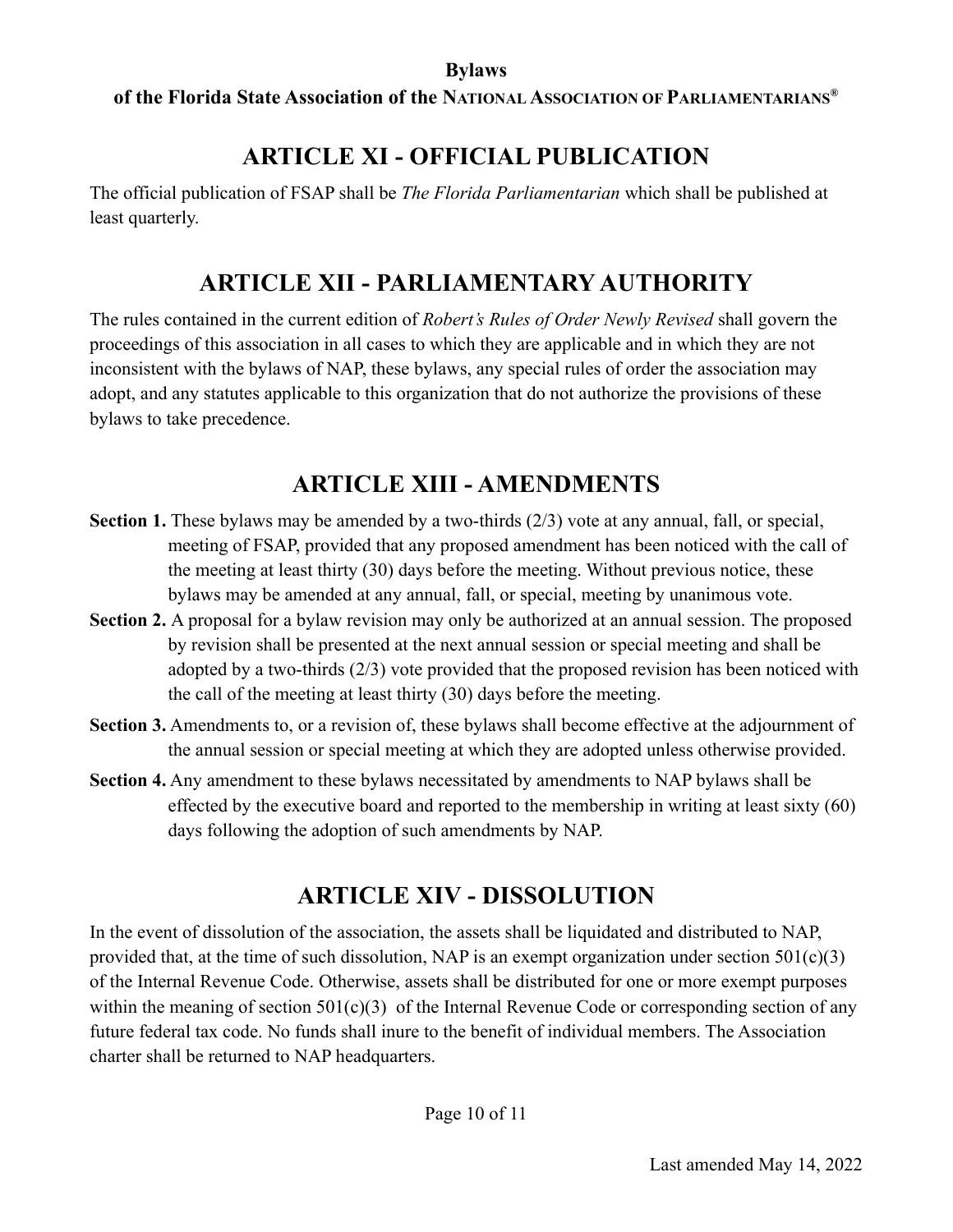## ARTICLE XI - OFFICIAL PUBLICATION

The official publication of FSAP shall be *The Florida Parliamentarian* which shall be published at least quarterly.

## ARTICLE XII - PARLIAMENTARY AUTHORITY

The rules contained in the current edition of *Robert's Rules of Order Newly Revised* shall govern the proceedings of this association in all cases to which they are applicable and in which they are not inconsistent with the bylaws of NAP, these bylaws, any special rules of order the association may adopt, and any statutes applicable to this organization that do not authorize the provisions of these bylaws to take precedence.

## ARTICLE XIII - AMENDMENTS

**Section 1.** These bylaws may be amended by a two-thirds (2/3) vote at any annual, fall, or special, meeting of FSAP, provided that any proposed amendment has been noticed with the call of the meeting at least thirty (30) days before the meeting. Without previous notice, these bylaws may be amended at any annual, fall, or special, meeting by unanimous vote.

**Section 2.** A proposal for a bylaw revision may only be authorized at an annual session. The proposed by revision shall be presented at the next annual session or special meeting and shall be adopted by a two-thirds (2/3) vote provided that the proposed revision has been noticed with the call of the meeting at least thirty (30) days before the meeting.

**Section 3.** Amendments to, or a revision of, these bylaws shall become effective at the adjournment of the annual session or special meeting at which they are adopted unless otherwise provided.

**Section 4.** Any amendment to these bylaws necessitated by amendments to NAP bylaws shall be effected by the executive board and reported to the membership in writing at least sixty (60) days following the adoption of such amendments by NAP.

## ARTICLE XIV - DISSOLUTION

In the event of dissolution of the association, the assets shall be liquidated and distributed to NAP, provided that, at the time of such dissolution, NAP is an exempt organization under section 501(c)(3) of the Internal Revenue Code. Otherwise, assets shall be distributed for one or more exempt purposes within the meaning of section 501(c)(3) of the Internal Revenue Code or corresponding section of any future federal tax code. No funds shall inure to the benefit of individual members. The Association charter shall be returned to NAP headquarters.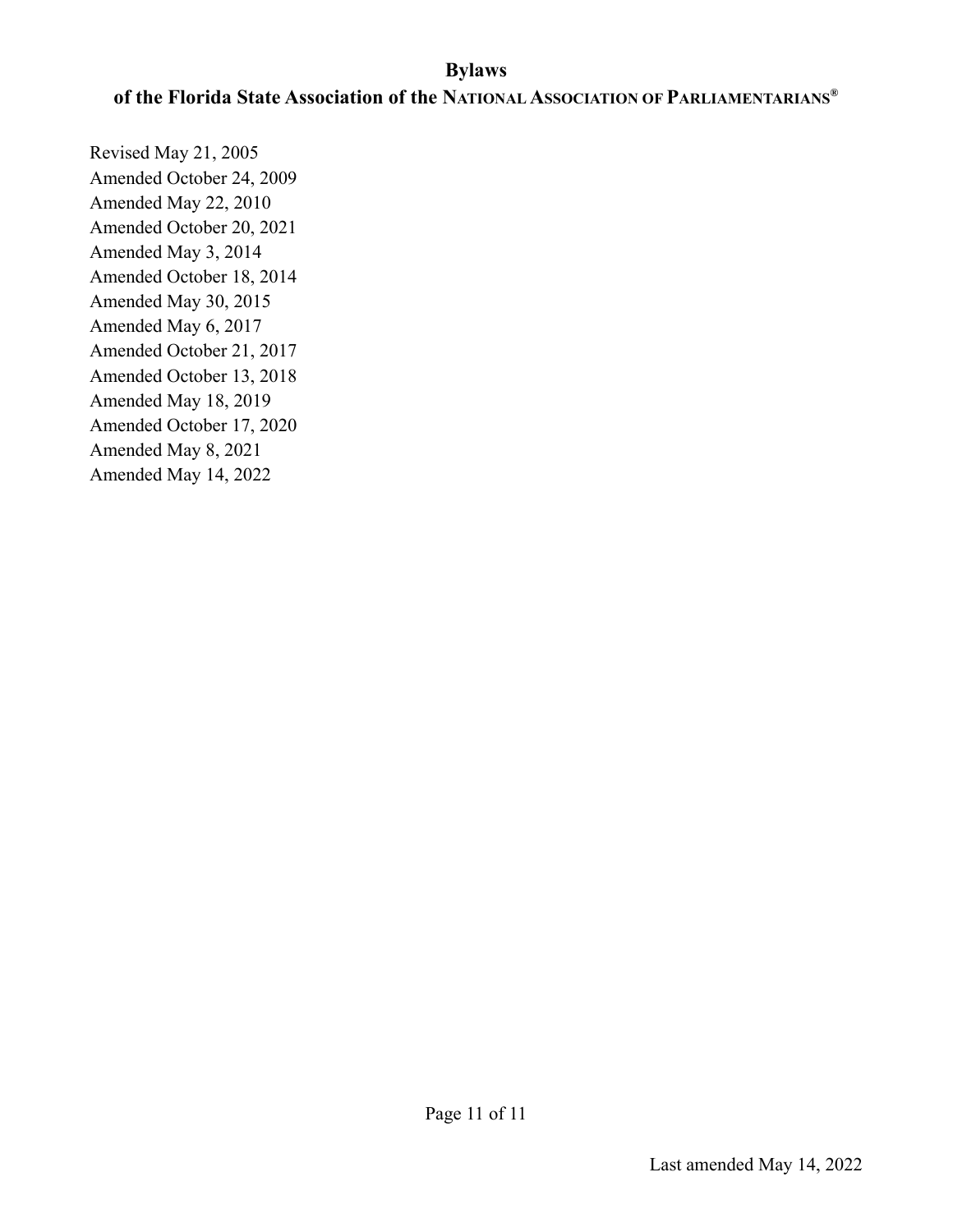Revised May 21, 2005
Amended October 24, 2009
Amended May 22, 2010
Amended October 20, 2021
Amended May 3, 2014
Amended October 18, 2014
Amended May 30, 2015
Amended May 6, 2017
Amended October 21, 2017
Amended October 13, 2018
Amended May 18, 2019
Amended October 17, 2020
Amended May 8, 2021
Amended May 14, 2022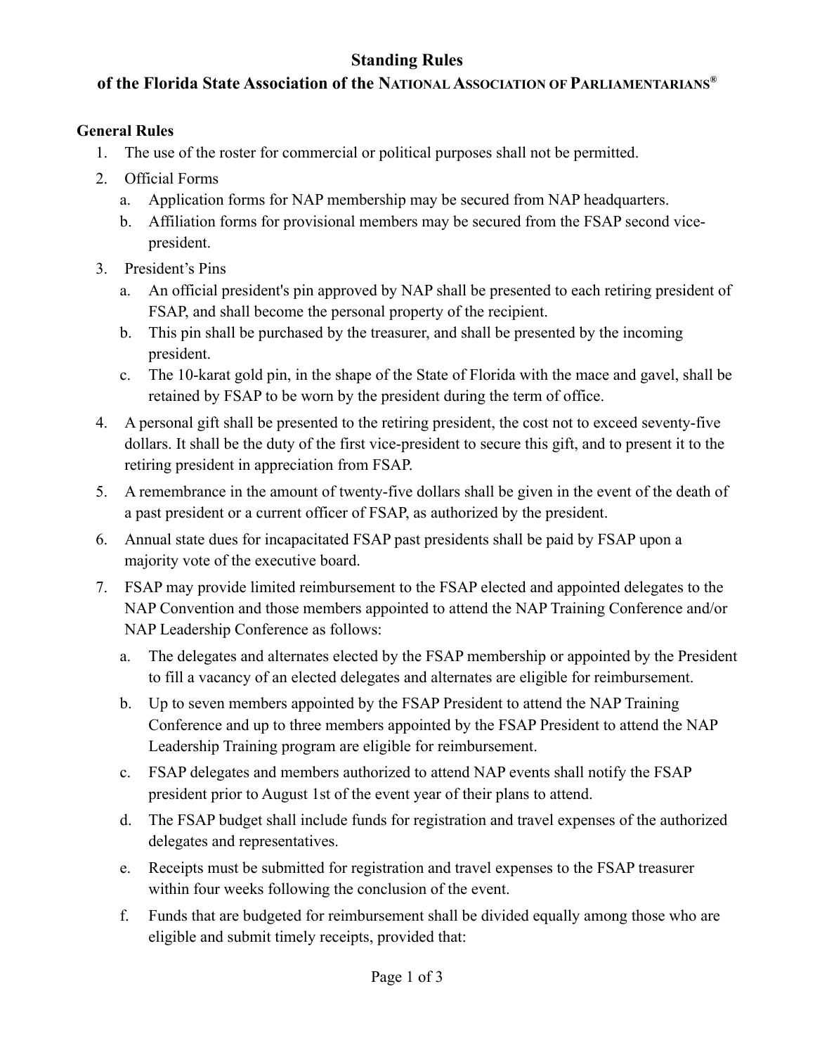# Standing Rules

## of the Florida State Association of the NATIONAL ASSOCIATION OF PARLIAMENTARIANS®

### General Rules

1. The use of the roster for commercial or political purposes shall not be permitted.
2. Official Forms
    a. Application forms for NAP membership may be secured from NAP headquarters.
    b. Affiliation forms for provisional members may be secured from the FSAP second vice-president.
3. President's Pins
    a. An official president's pin approved by NAP shall be presented to each retiring president of FSAP, and shall become the personal property of the recipient.
    b. This pin shall be purchased by the treasurer, and shall be presented by the incoming president.
    c. The 10-karat gold pin, in the shape of the State of Florida with the mace and gavel, shall be retained by FSAP to be worn by the president during the term of office.
4. A personal gift shall be presented to the retiring president, the cost not to exceed seventy-five dollars. It shall be the duty of the first vice-president to secure this gift, and to present it to the retiring president in appreciation from FSAP.
5. A remembrance in the amount of twenty-five dollars shall be given in the event of the death of a past president or a current officer of FSAP, as authorized by the president.
6. Annual state dues for incapacitated FSAP past presidents shall be paid by FSAP upon a majority vote of the executive board.
7. FSAP may provide limited reimbursement to the FSAP elected and appointed delegates to the NAP Convention and those members appointed to attend the NAP Training Conference and/or NAP Leadership Conference as follows:
    a. The delegates and alternates elected by the FSAP membership or appointed by the President to fill a vacancy of an elected delegates and alternates are eligible for reimbursement.
    b. Up to seven members appointed by the FSAP President to attend the NAP Training Conference and up to three members appointed by the FSAP President to attend the NAP Leadership Training program are eligible for reimbursement.
    c. FSAP delegates and members authorized to attend NAP events shall notify the FSAP president prior to August 1st of the event year of their plans to attend.
    d. The FSAP budget shall include funds for registration and travel expenses of the authorized delegates and representatives.
    e. Receipts must be submitted for registration and travel expenses to the FSAP treasurer within four weeks following the conclusion of the event.
    f. Funds that are budgeted for reimbursement shall be divided equally among those who are eligible and submit timely receipts, provided that: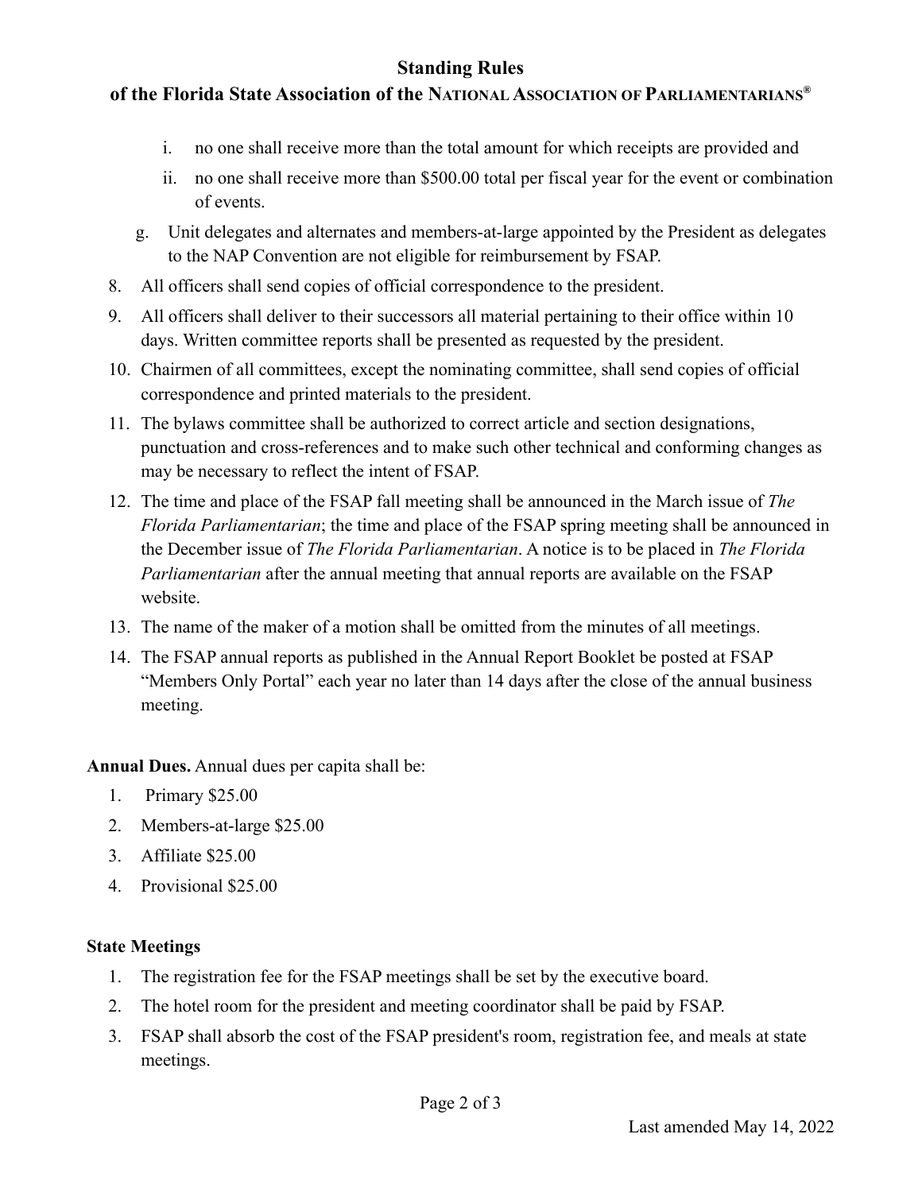i. no one shall receive more than the total amount for which receipts are provided and
   ii. no one shall receive more than $500.00 total per fiscal year for the event or combination of events.

   g. Unit delegates and alternates and members-at-large appointed by the President as delegates to the NAP Convention are not eligible for reimbursement by FSAP.

8. All officers shall send copies of official correspondence to the president.
9. All officers shall deliver to their successors all material pertaining to their office within 10 days. Written committee reports shall be presented as requested by the president.
10. Chairmen of all committees, except the nominating committee, shall send copies of official correspondence and printed materials to the president.
11. The bylaws committee shall be authorized to correct article and section designations, punctuation and cross-references and to make such other technical and conforming changes as may be necessary to reflect the intent of FSAP.
12. The time and place of the FSAP fall meeting shall be announced in the March issue of *The Florida Parliamentarian*; the time and place of the FSAP spring meeting shall be announced in the December issue of *The Florida Parliamentarian*. A notice is to be placed in *The Florida Parliamentarian* after the annual meeting that annual reports are available on the FSAP website.
13. The name of the maker of a motion shall be omitted from the minutes of all meetings.
14. The FSAP annual reports as published in the Annual Report Booklet be posted at FSAP "Members Only Portal" each year no later than 14 days after the close of the annual business meeting.

**Annual Dues.** Annual dues per capita shall be:

1. Primary $25.00
2. Members-at-large $25.00
3. Affiliate $25.00
4. Provisional $25.00

**State Meetings**

1. The registration fee for the FSAP meetings shall be set by the executive board.
2. The hotel room for the president and meeting coordinator shall be paid by FSAP.
3. FSAP shall absorb the cost of the FSAP president's room, registration fee, and meals at state meetings.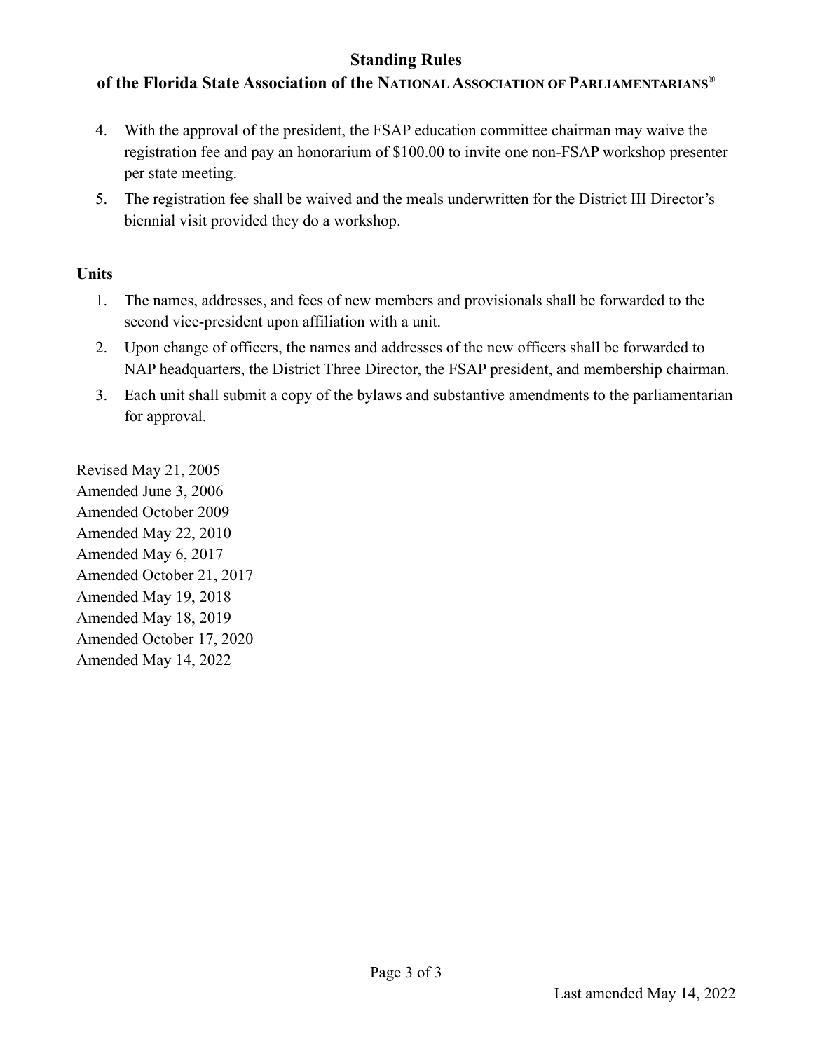4. With the approval of the president, the FSAP education committee chairman may waive the registration fee and pay an honorarium of $100.00 to invite one non-FSAP workshop presenter per state meeting.
5. The registration fee shall be waived and the meals underwritten for the District III Director's biennial visit provided they do a workshop.

**Units**

1. The names, addresses, and fees of new members and provisionals shall be forwarded to the second vice-president upon affiliation with a unit.
2. Upon change of officers, the names and addresses of the new officers shall be forwarded to NAP headquarters, the District Three Director, the FSAP president, and membership chairman.
3. Each unit shall submit a copy of the bylaws and substantive amendments to the parliamentarian for approval.

Revised May 21, 2005
Amended June 3, 2006
Amended October 2009
Amended May 22, 2010
Amended May 6, 2017
Amended October 21, 2017
Amended May 19, 2018
Amended May 18, 2019
Amended October 17, 2020
Amended May 14, 2022